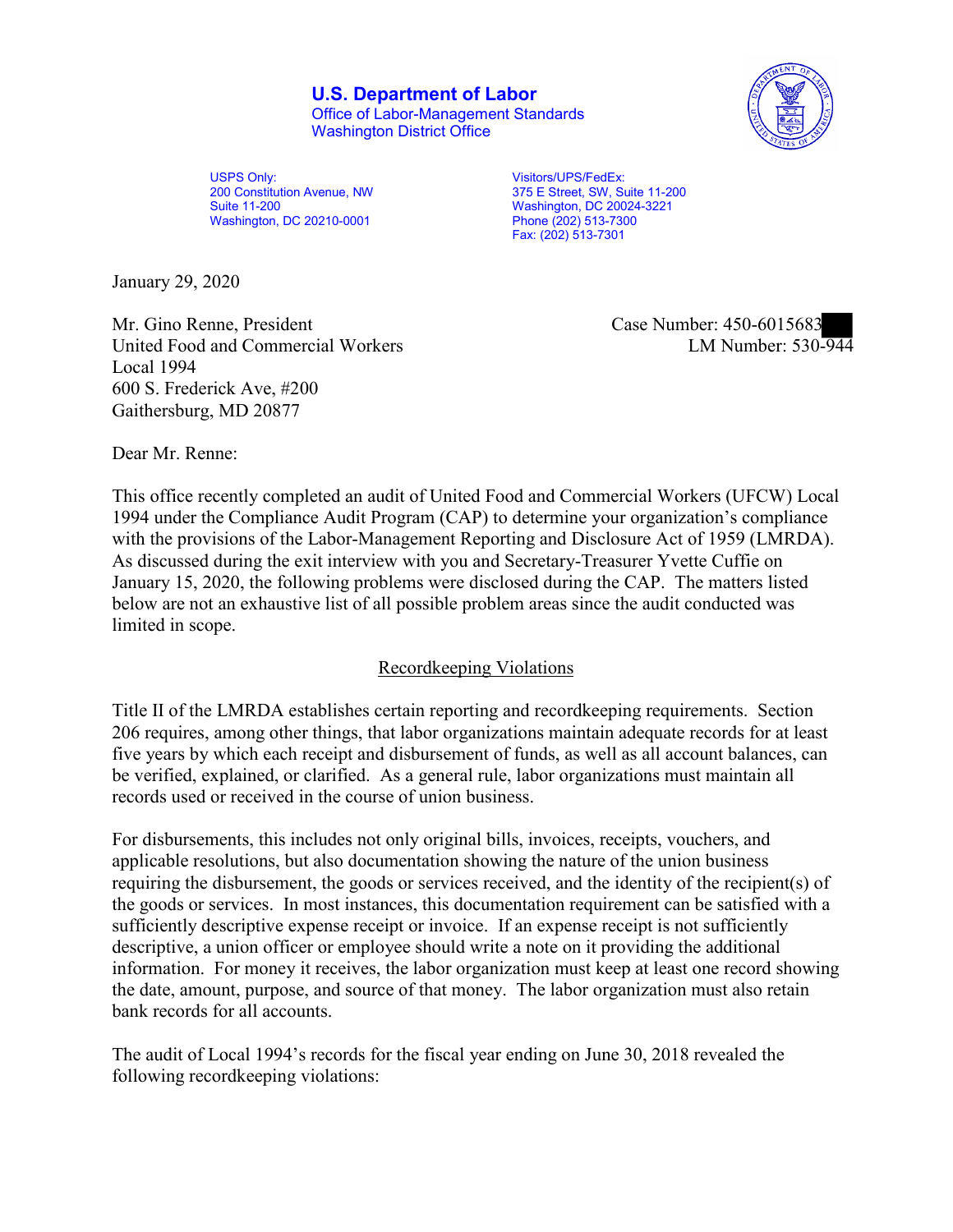**U.S. Department of Labor**
Office of Labor-Management Standards
Washington District Office

USPS Only:
200 Constitution Avenue, NW
Suite 11-200
Washington, DC 20210-0001

Visitors/UPS/FedEx:
375 E Street, SW, Suite 11-200
Washington, DC 20024-3221
Phone (202) 513-7300
Fax: (202) 513-7301

January 29, 2020

Mr. Gino Renne, President
United Food and Commercial Workers
Local 1994
600 S. Frederick Ave, #200
Gaithersburg, MD 20877

Case Number: 450-6015683
LM Number: 530-944

Dear Mr. Renne:

This office recently completed an audit of United Food and Commercial Workers (UFCW) Local 1994 under the Compliance Audit Program (CAP) to determine your organization's compliance with the provisions of the Labor-Management Reporting and Disclosure Act of 1959 (LMRDA). As discussed during the exit interview with you and Secretary-Treasurer Yvette Cuffie on January 15, 2020, the following problems were disclosed during the CAP. The matters listed below are not an exhaustive list of all possible problem areas since the audit conducted was limited in scope.

## Recordkeeping Violations

Title II of the LMRDA establishes certain reporting and recordkeeping requirements. Section 206 requires, among other things, that labor organizations maintain adequate records for at least five years by which each receipt and disbursement of funds, as well as all account balances, can be verified, explained, or clarified. As a general rule, labor organizations must maintain all records used or received in the course of union business.

For disbursements, this includes not only original bills, invoices, receipts, vouchers, and applicable resolutions, but also documentation showing the nature of the union business requiring the disbursement, the goods or services received, and the identity of the recipient(s) of the goods or services. In most instances, this documentation requirement can be satisfied with a sufficiently descriptive expense receipt or invoice. If an expense receipt is not sufficiently descriptive, a union officer or employee should write a note on it providing the additional information. For money it receives, the labor organization must keep at least one record showing the date, amount, purpose, and source of that money. The labor organization must also retain bank records for all accounts.

The audit of Local 1994's records for the fiscal year ending on June 30, 2018 revealed the following recordkeeping violations: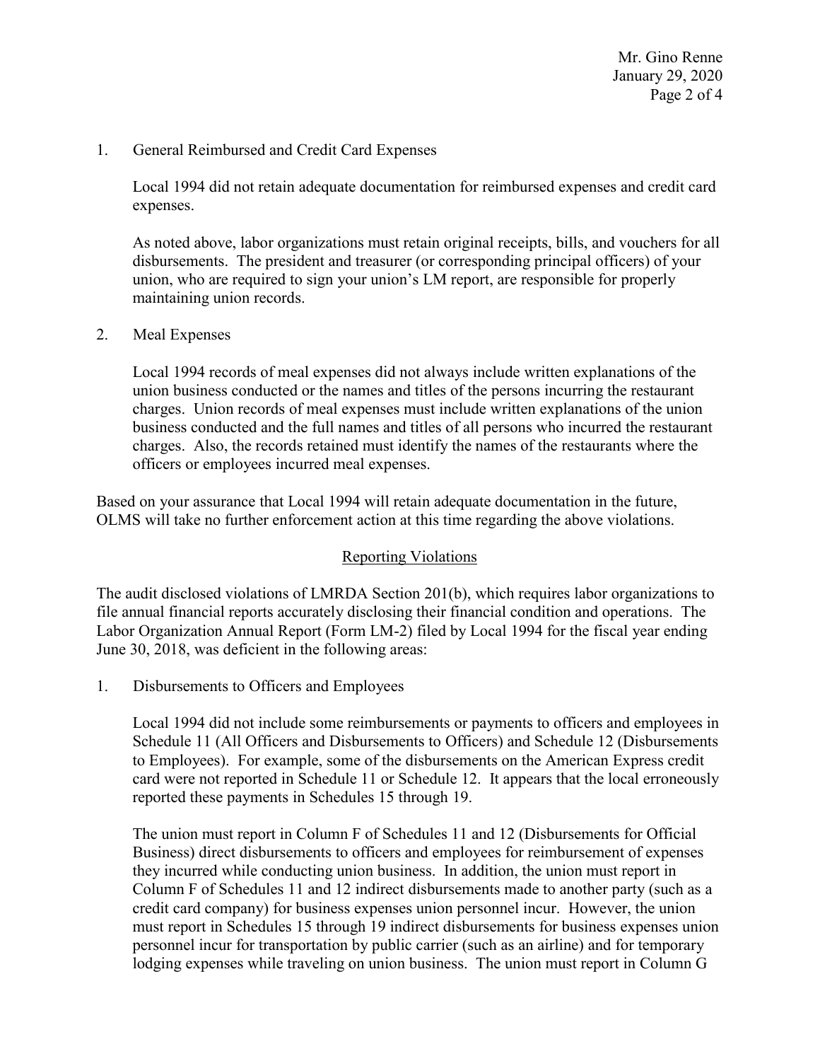1. General Reimbursed and Credit Card Expenses

   Local 1994 did not retain adequate documentation for reimbursed expenses and credit card expenses.

   As noted above, labor organizations must retain original receipts, bills, and vouchers for all disbursements. The president and treasurer (or corresponding principal officers) of your union, who are required to sign your union's LM report, are responsible for properly maintaining union records.

2. Meal Expenses

   Local 1994 records of meal expenses did not always include written explanations of the union business conducted or the names and titles of the persons incurring the restaurant charges. Union records of meal expenses must include written explanations of the union business conducted and the full names and titles of all persons who incurred the restaurant charges. Also, the records retained must identify the names of the restaurants where the officers or employees incurred meal expenses.

Based on your assurance that Local 1994 will retain adequate documentation in the future, OLMS will take no further enforcement action at this time regarding the above violations.

## Reporting Violations

The audit disclosed violations of LMRDA Section 201(b), which requires labor organizations to file annual financial reports accurately disclosing their financial condition and operations. The Labor Organization Annual Report (Form LM-2) filed by Local 1994 for the fiscal year ending June 30, 2018, was deficient in the following areas:

1. Disbursements to Officers and Employees

   Local 1994 did not include some reimbursements or payments to officers and employees in Schedule 11 (All Officers and Disbursements to Officers) and Schedule 12 (Disbursements to Employees). For example, some of the disbursements on the American Express credit card were not reported in Schedule 11 or Schedule 12. It appears that the local erroneously reported these payments in Schedules 15 through 19.

   The union must report in Column F of Schedules 11 and 12 (Disbursements for Official Business) direct disbursements to officers and employees for reimbursement of expenses they incurred while conducting union business. In addition, the union must report in Column F of Schedules 11 and 12 indirect disbursements made to another party (such as a credit card company) for business expenses union personnel incur. However, the union must report in Schedules 15 through 19 indirect disbursements for business expenses union personnel incur for transportation by public carrier (such as an airline) and for temporary lodging expenses while traveling on union business. The union must report in Column G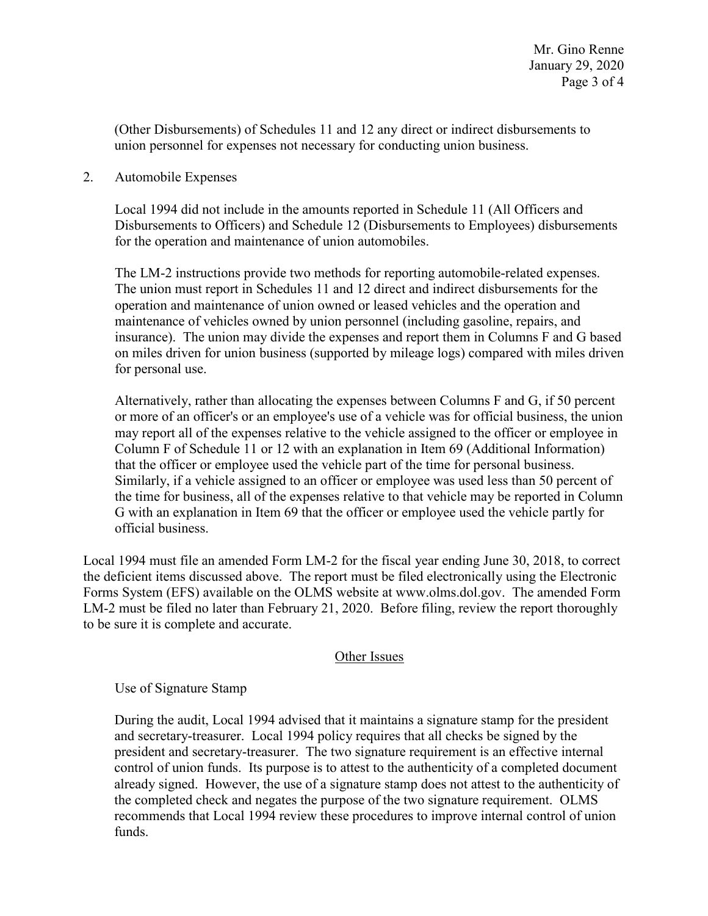(Other Disbursements) of Schedules 11 and 12 any direct or indirect disbursements to union personnel for expenses not necessary for conducting union business.

2. Automobile Expenses

   Local 1994 did not include in the amounts reported in Schedule 11 (All Officers and Disbursements to Officers) and Schedule 12 (Disbursements to Employees) disbursements for the operation and maintenance of union automobiles.

   The LM-2 instructions provide two methods for reporting automobile-related expenses. The union must report in Schedules 11 and 12 direct and indirect disbursements for the operation and maintenance of union owned or leased vehicles and the operation and maintenance of vehicles owned by union personnel (including gasoline, repairs, and insurance). The union may divide the expenses and report them in Columns F and G based on miles driven for union business (supported by mileage logs) compared with miles driven for personal use.

   Alternatively, rather than allocating the expenses between Columns F and G, if 50 percent or more of an officer's or an employee's use of a vehicle was for official business, the union may report all of the expenses relative to the vehicle assigned to the officer or employee in Column F of Schedule 11 or 12 with an explanation in Item 69 (Additional Information) that the officer or employee used the vehicle part of the time for personal business. Similarly, if a vehicle assigned to an officer or employee was used less than 50 percent of the time for business, all of the expenses relative to that vehicle may be reported in Column G with an explanation in Item 69 that the officer or employee used the vehicle partly for official business.

Local 1994 must file an amended Form LM-2 for the fiscal year ending June 30, 2018, to correct the deficient items discussed above. The report must be filed electronically using the Electronic Forms System (EFS) available on the OLMS website at www.olms.dol.gov. The amended Form LM-2 must be filed no later than February 21, 2020. Before filing, review the report thoroughly to be sure it is complete and accurate.

## Other Issues

Use of Signature Stamp

During the audit, Local 1994 advised that it maintains a signature stamp for the president and secretary-treasurer. Local 1994 policy requires that all checks be signed by the president and secretary-treasurer. The two signature requirement is an effective internal control of union funds. Its purpose is to attest to the authenticity of a completed document already signed. However, the use of a signature stamp does not attest to the authenticity of the completed check and negates the purpose of the two signature requirement. OLMS recommends that Local 1994 review these procedures to improve internal control of union funds.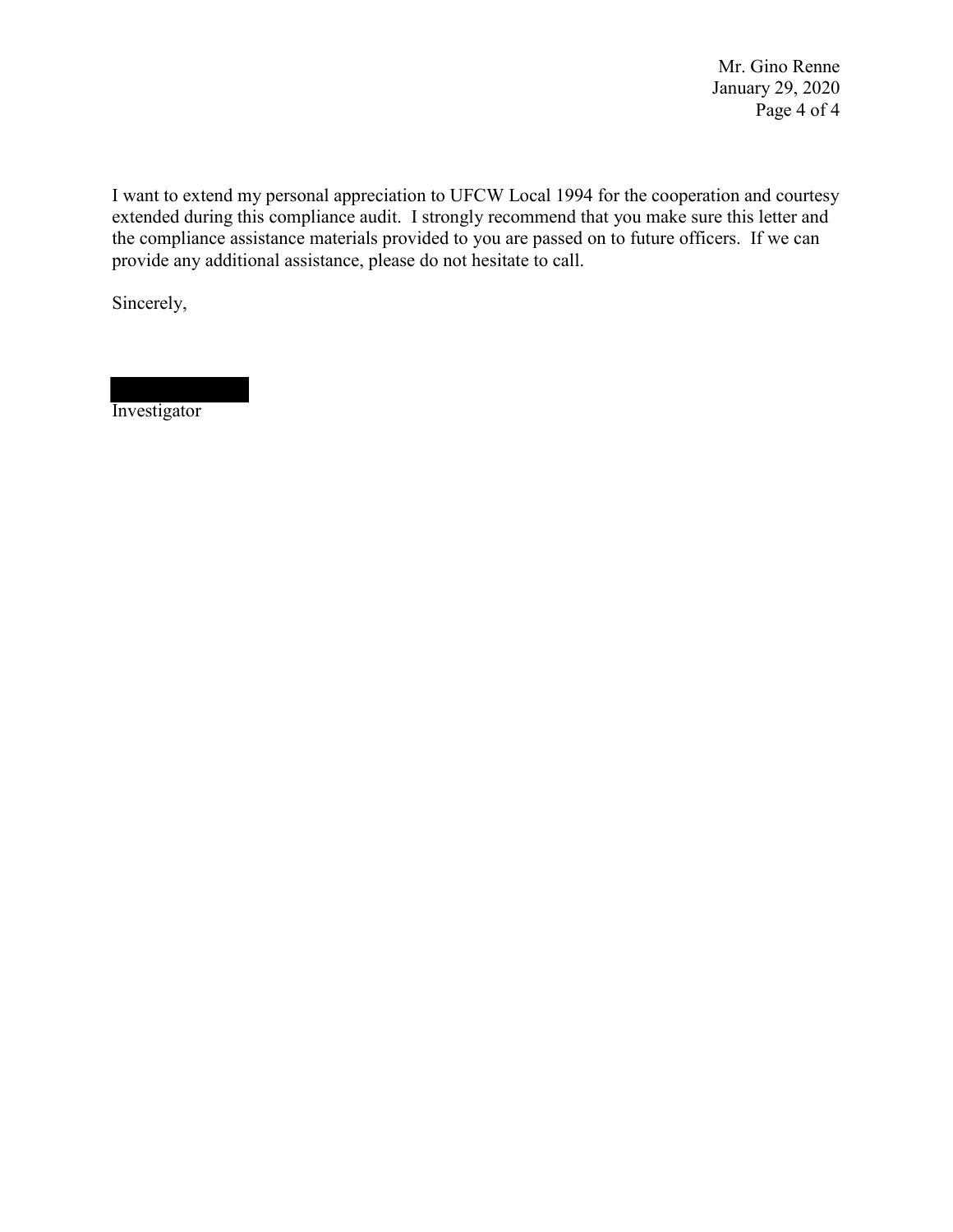I want to extend my personal appreciation to UFCW Local 1994 for the cooperation and courtesy extended during this compliance audit. I strongly recommend that you make sure this letter and the compliance assistance materials provided to you are passed on to future officers. If we can provide any additional assistance, please do not hesitate to call.

Sincerely,

Investigator